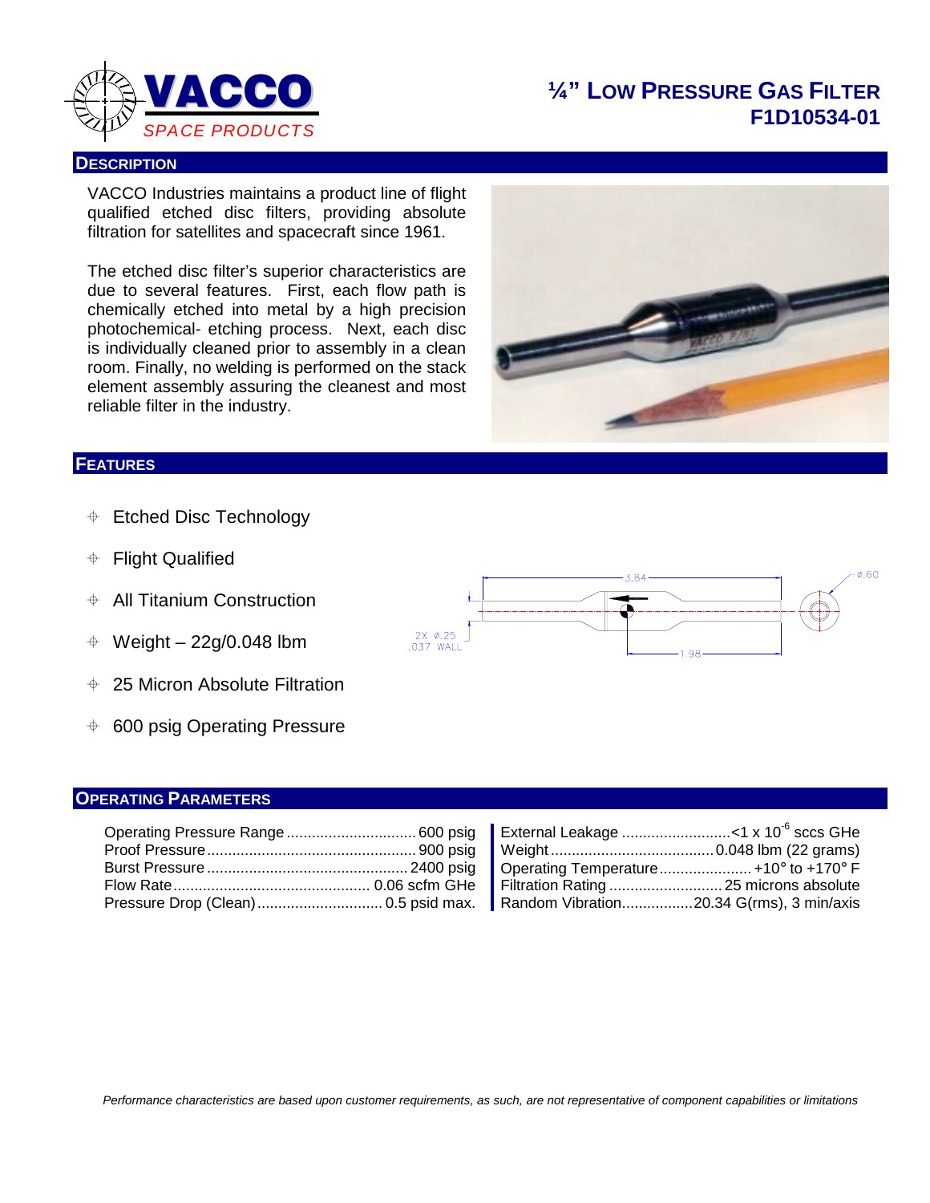# ¼" Low Pressure Gas Filter
# F1D10534-01

VACCO SPACE PRODUCTS

## Description

VACCO Industries maintains a product line of flight qualified etched disc filters, providing absolute filtration for satellites and spacecraft since 1961.

The etched disc filter's superior characteristics are due to several features. First, each flow path is chemically etched into metal by a high precision photochemical- etching process. Next, each disc is individually cleaned prior to assembly in a clean room. Finally, no welding is performed on the stack element assembly assuring the cleanest and most reliable filter in the industry.

## Features

- Etched Disc Technology
- Flight Qualified
- All Titanium Construction
- Weight – 22g/0.048 lbm
- 25 Micron Absolute Filtration
- 600 psig Operating Pressure

3.84 ø.60 2X ø.25 .037 WALL 1.98

## Operating Parameters

| Parameter | Value |
|---|---|
| Operating Pressure Range | 600 psig |
| Proof Pressure | 900 psig |
| Burst Pressure | 2400 psig |
| Flow Rate | 0.06 scfm GHe |
| Pressure Drop (Clean) | 0.5 psid max. |
| External Leakage | $<1 \times 10^{-6}$ sccs GHe |
| Weight | 0.048 lbm (22 grams) |
| Operating Temperature | +10° to +170° F |
| Filtration Rating | 25 microns absolute |
| Random Vibration | 20.34 G(rms), 3 min/axis |

*Performance characteristics are based upon customer requirements, as such, are not representative of component capabilities or limitations*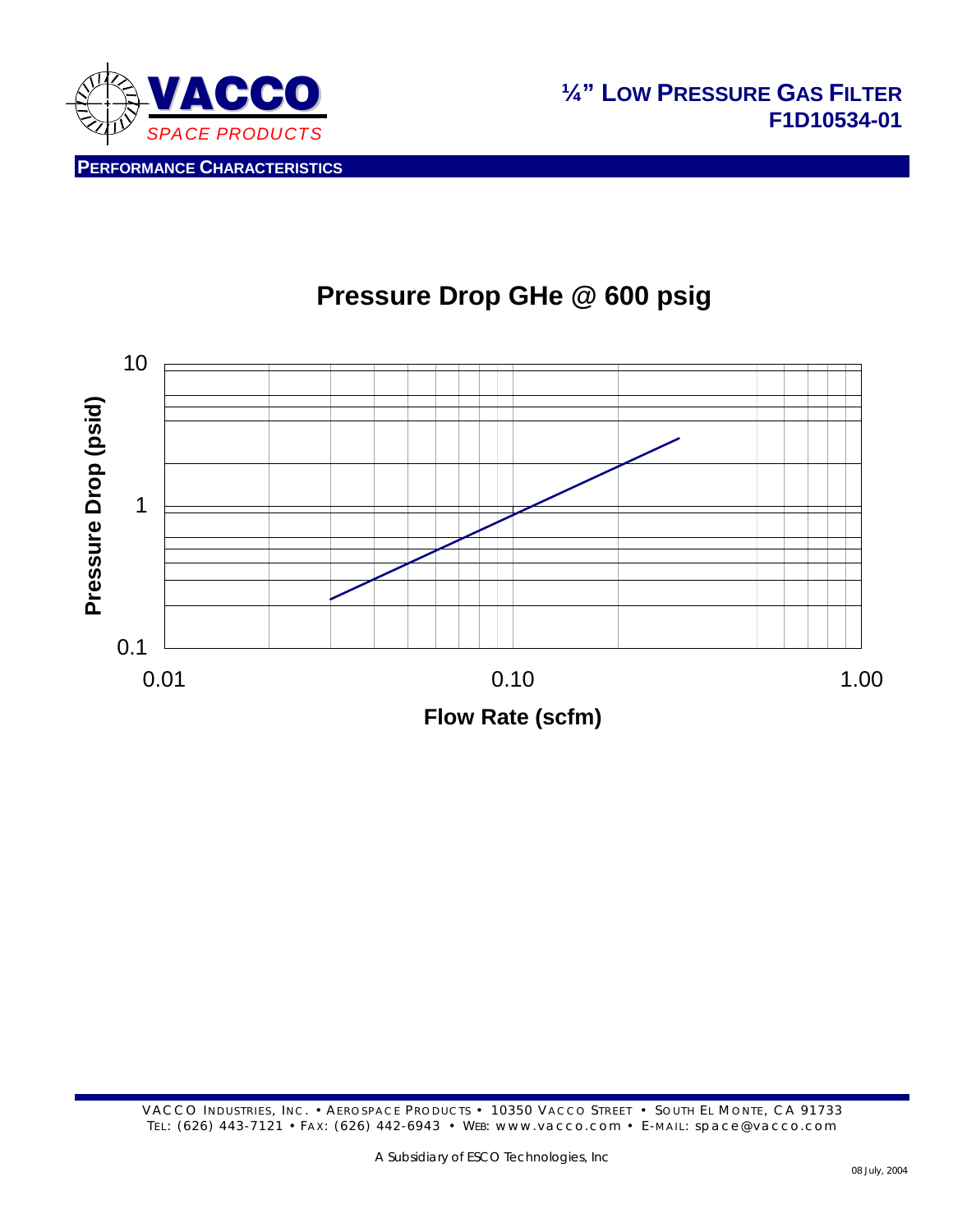# ¼" LOW PRESSURE GAS FILTER
# F1D10534-01

## PERFORMANCE CHARACTERISTICS

### Pressure Drop GHe @ 600 psig

Pressure Drop (psid)

10

1

0.1

0.01 0.10 1.00

Flow Rate (scfm)

VACCO INDUSTRIES, INC. • AEROSPACE PRODUCTS • 10350 VACCO STREET • SOUTH EL MONTE, CA 91733
TEL: (626) 443-7121 • FAX: (626) 442-6943 • WEB: www.vacco.com • E-MAIL: space@vacco.com

A Subsidiary of ESCO Technologies, Inc

08 July, 2004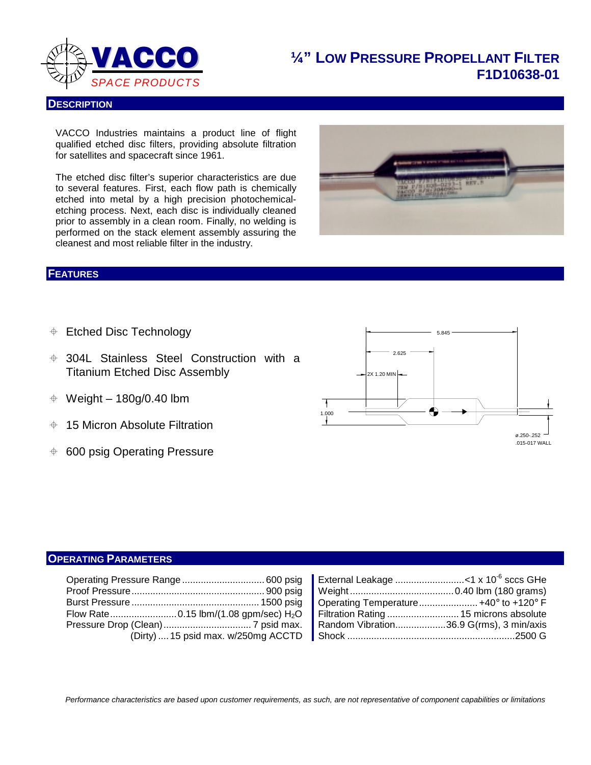# ¼" LOW PRESSURE PROPELLANT FILTER F1D10638-01

VACCO SPACE PRODUCTS

## DESCRIPTION

VACCO Industries maintains a product line of flight qualified etched disc filters, providing absolute filtration for satellites and spacecraft since 1961.

The etched disc filter's superior characteristics are due to several features. First, each flow path is chemically etched into metal by a high precision photochemical-etching process. Next, each disc is individually cleaned prior to assembly in a clean room. Finally, no welding is performed on the stack element assembly assuring the cleanest and most reliable filter in the industry.

## FEATURES

- Etched Disc Technology
- 304L Stainless Steel Construction with a Titanium Etched Disc Assembly
- Weight – 180g/0.40 lbm
- 15 Micron Absolute Filtration
- 600 psig Operating Pressure

5.845

2.625

2X 1.20 MIN

1.000

ø.250-.252
.015-017 WALL

## OPERATING PARAMETERS

| Parameter | Value |
| --- | --- |
| Operating Pressure Range | 600 psig |
| Proof Pressure | 900 psig |
| Burst Pressure | 1500 psig |
| Flow Rate | 0.15 lbm/(1.08 gpm/sec) $H_2O$ |
| Pressure Drop (Clean) | 7 psid max. |
| (Dirty) | 15 psid max. w/250mg ACCTD |
| External Leakage | <1 x $10^{-6}$ sccs GHe |
| Weight | 0.40 lbm (180 grams) |
| Operating Temperature | +40° to +120° F |
| Filtration Rating | 15 microns absolute |
| Random Vibration | 36.9 G(rms), 3 min/axis |
| Shock | 2500 G |

*Performance characteristics are based upon customer requirements, as such, are not representative of component capabilities or limitations*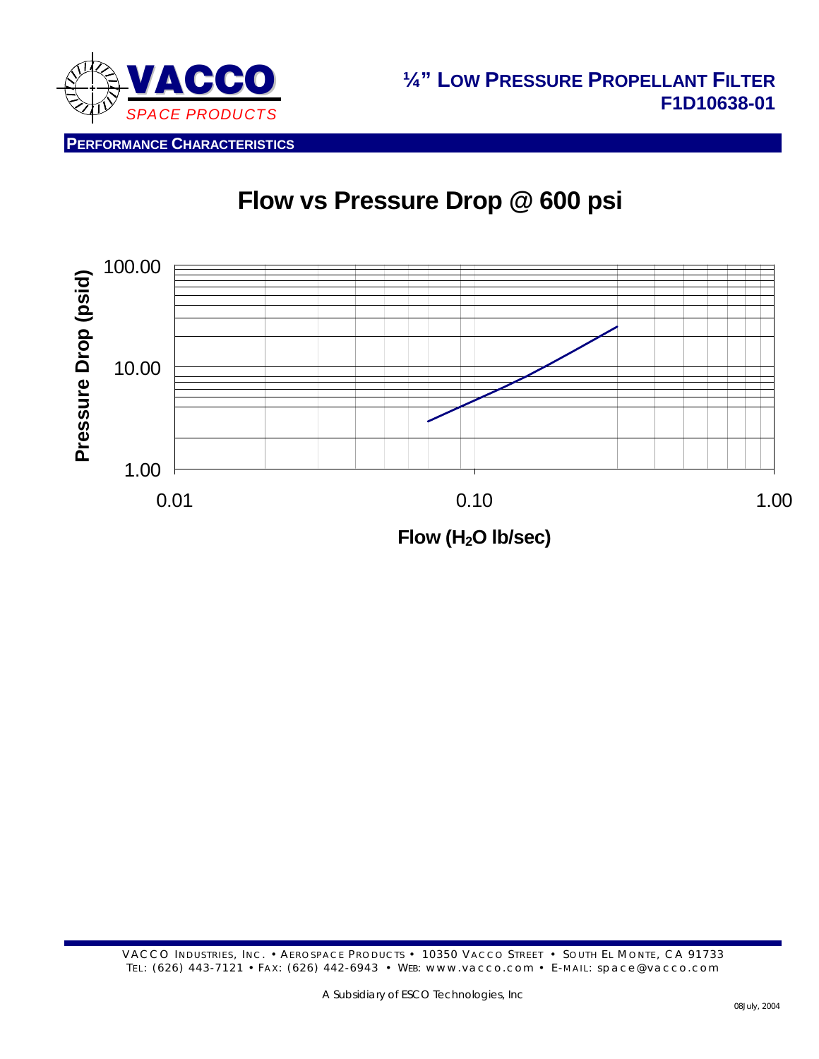# ¼" LOW PRESSURE PROPELLANT FILTER
## F1D10638-01

**PERFORMANCE CHARACTERISTICS**

## Flow vs Pressure Drop @ 600 psi

Pressure Drop (psid): 1.00, 10.00, 100.00

Flow ($H_2O$ lb/sec): 0.01, 0.10, 1.00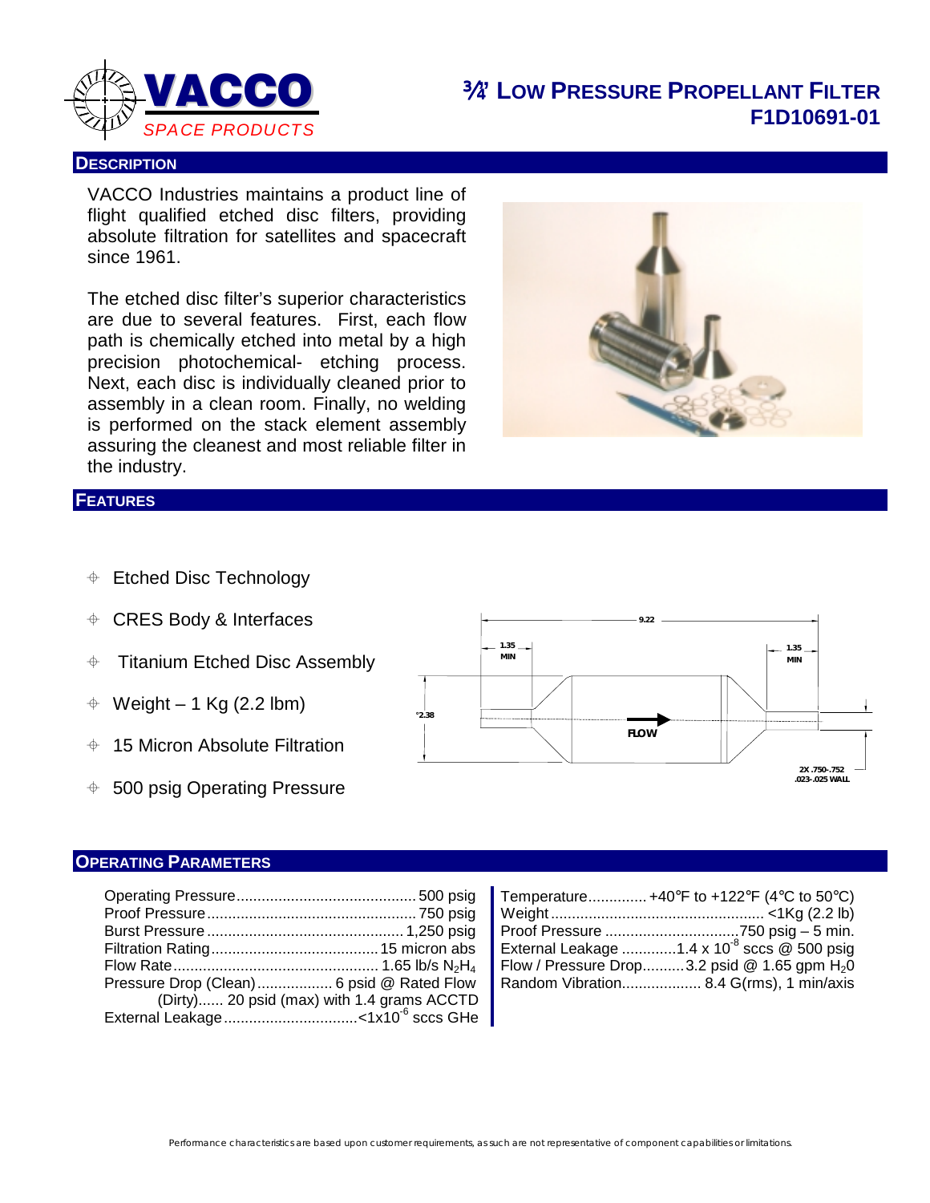VACCO
*SPACE PRODUCTS*

# ¾" Low Pressure Propellant Filter
# F1D10691-01

## Description

VACCO Industries maintains a product line of flight qualified etched disc filters, providing absolute filtration for satellites and spacecraft since 1961.

The etched disc filter's superior characteristics are due to several features. First, each flow path is chemically etched into metal by a high precision photochemical- etching process. Next, each disc is individually cleaned prior to assembly in a clean room. Finally, no welding is performed on the stack element assembly assuring the cleanest and most reliable filter in the industry.

## Features

- Etched Disc Technology
- CRES Body & Interfaces
- Titanium Etched Disc Assembly
- Weight – 1 Kg (2.2 lbm)
- 15 Micron Absolute Filtration
- 500 psig Operating Pressure

9.22
1.35 MIN
1.35 MIN
°2.38
FLOW
2X .750-.752
.023-.025 WALL

## Operating Parameters

Operating Pressure .......... 500 psig
Proof Pressure .......... 750 psig
Burst Pressure .......... 1,250 psig
Filtration Rating .......... 15 micron abs
Flow Rate .......... 1.65 lb/s $N_2H_4$
Pressure Drop (Clean) .......... 6 psid @ Rated Flow
(Dirty)...... 20 psid (max) with 1.4 grams ACCTD
External Leakage .......... $<1 \times 10^{-6}$ sccs GHe

Temperature .......... +40°F to +122°F (4°C to 50°C)
Weight .......... <1Kg (2.2 lb)
Proof Pressure .......... 750 psig – 5 min.
External Leakage .......... $1.4 \times 10^{-8}$ sccs @ 500 psig
Flow / Pressure Drop.......... 3.2 psid @ 1.65 gpm $H_2O$
Random Vibration.......... 8.4 G(rms), 1 min/axis

Performance characteristics are based upon customer requirements, as such are not representative of component capabilities or limitations.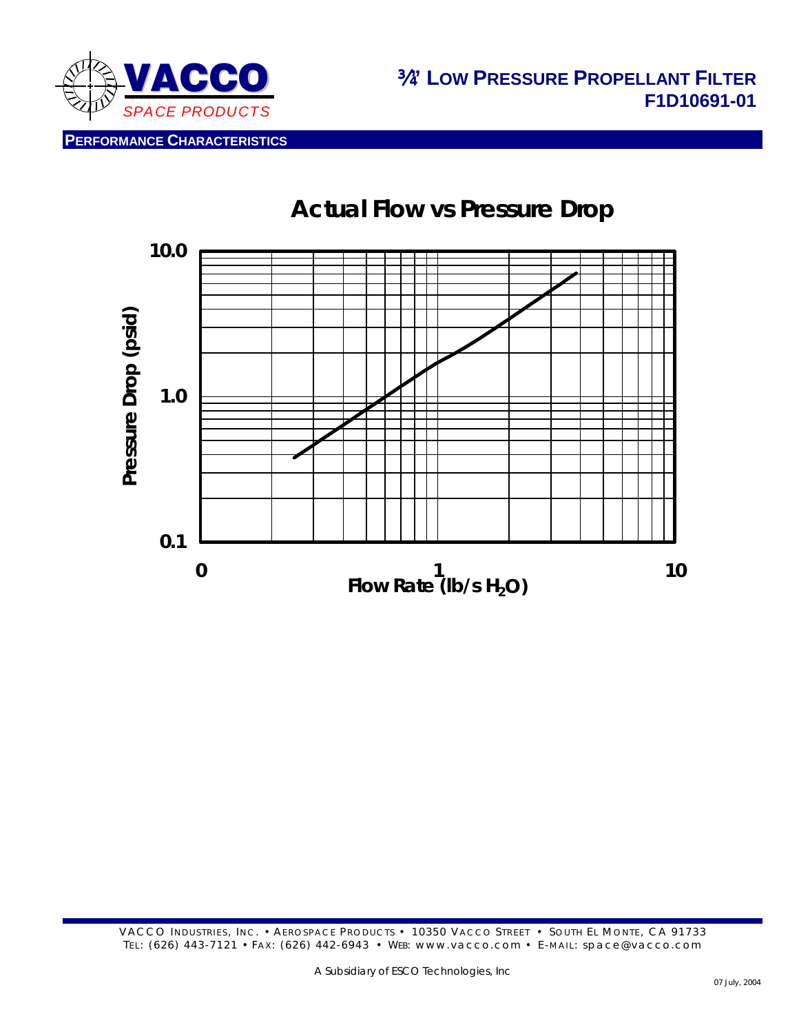# ¾" LOW PRESSURE PROPELLANT FILTER
## F1D10691-01

### PERFORMANCE CHARACTERISTICS

**Actual Flow vs Pressure Drop**

Pressure Drop (psid): 0.1, 1.0, 10.0

Flow Rate (lb/s $H_2O$): 0, 1, 10

VACCO INDUSTRIES, INC. • AEROSPACE PRODUCTS • 10350 VACCO STREET • SOUTH EL MONTE, CA 91733
TEL: (626) 443-7121 • FAX: (626) 442-6943 • WEB: www.vacco.com • E-MAIL: space@vacco.com

A Subsidiary of ESCO Technologies, Inc

07 July, 2004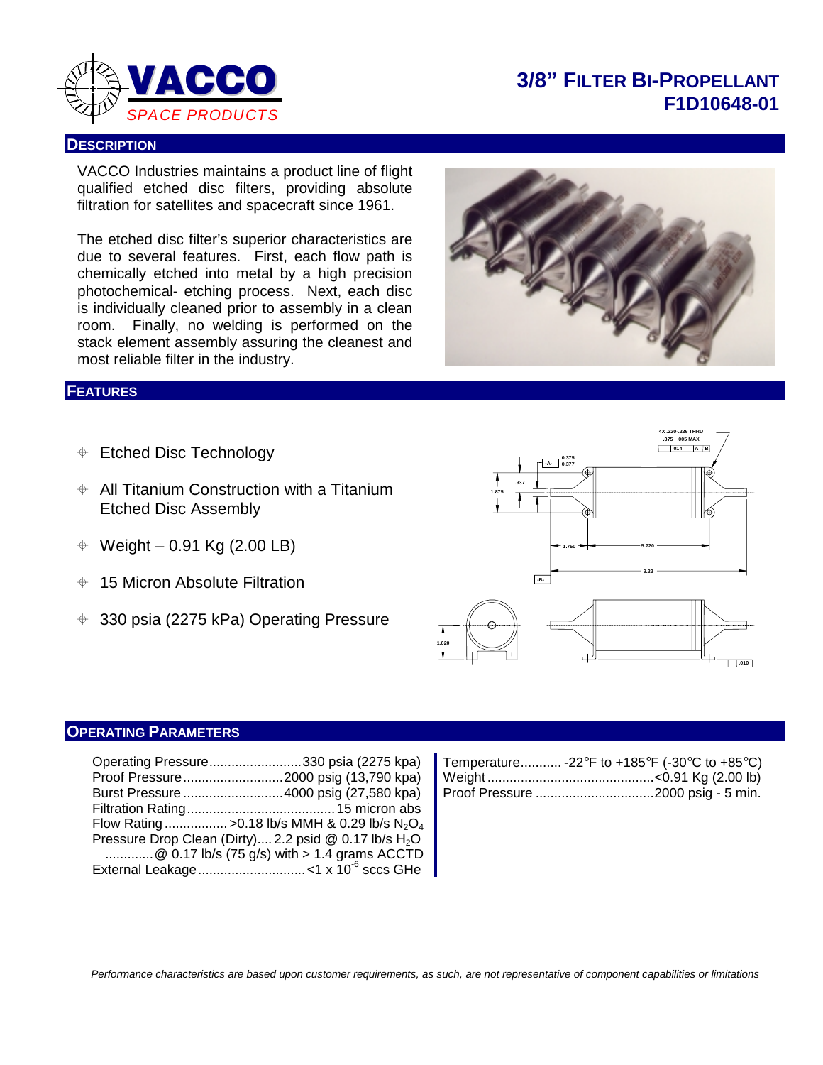# 3/8" FILTER BI-PROPELLANT F1D10648-01

## DESCRIPTION

VACCO Industries maintains a product line of flight qualified etched disc filters, providing absolute filtration for satellites and spacecraft since 1961.

The etched disc filter's superior characteristics are due to several features. First, each flow path is chemically etched into metal by a high precision photochemical- etching process. Next, each disc is individually cleaned prior to assembly in a clean room. Finally, no welding is performed on the stack element assembly assuring the cleanest and most reliable filter in the industry.

## FEATURES

- Etched Disc Technology
- All Titanium Construction with a Titanium Etched Disc Assembly
- Weight – 0.91 Kg (2.00 LB)
- 15 Micron Absolute Filtration
- 330 psia (2275 kPa) Operating Pressure

## OPERATING PARAMETERS

| Parameter | Value |
| --- | --- |
| Operating Pressure | 330 psia (2275 kpa) |
| Proof Pressure | 2000 psig (13,790 kpa) |
| Burst Pressure | 4000 psig (27,580 kpa) |
| Filtration Rating | 15 micron abs |
| Flow Rating | >0.18 lb/s MMH & 0.29 lb/s $N_2O_4$ |
| Pressure Drop Clean (Dirty) | 2.2 psid @ 0.17 lb/s $H_2O$ @ 0.17 lb/s (75 g/s) with > 1.4 grams ACCTD |
| External Leakage | <1 x $10^{-6}$ sccs GHe |
| Temperature | -22°F to +185°F (-30°C to +85°C) |
| Weight | <0.91 Kg (2.00 lb) |
| Proof Pressure | 2000 psig - 5 min. |

*Performance characteristics are based upon customer requirements, as such, are not representative of component capabilities or limitations*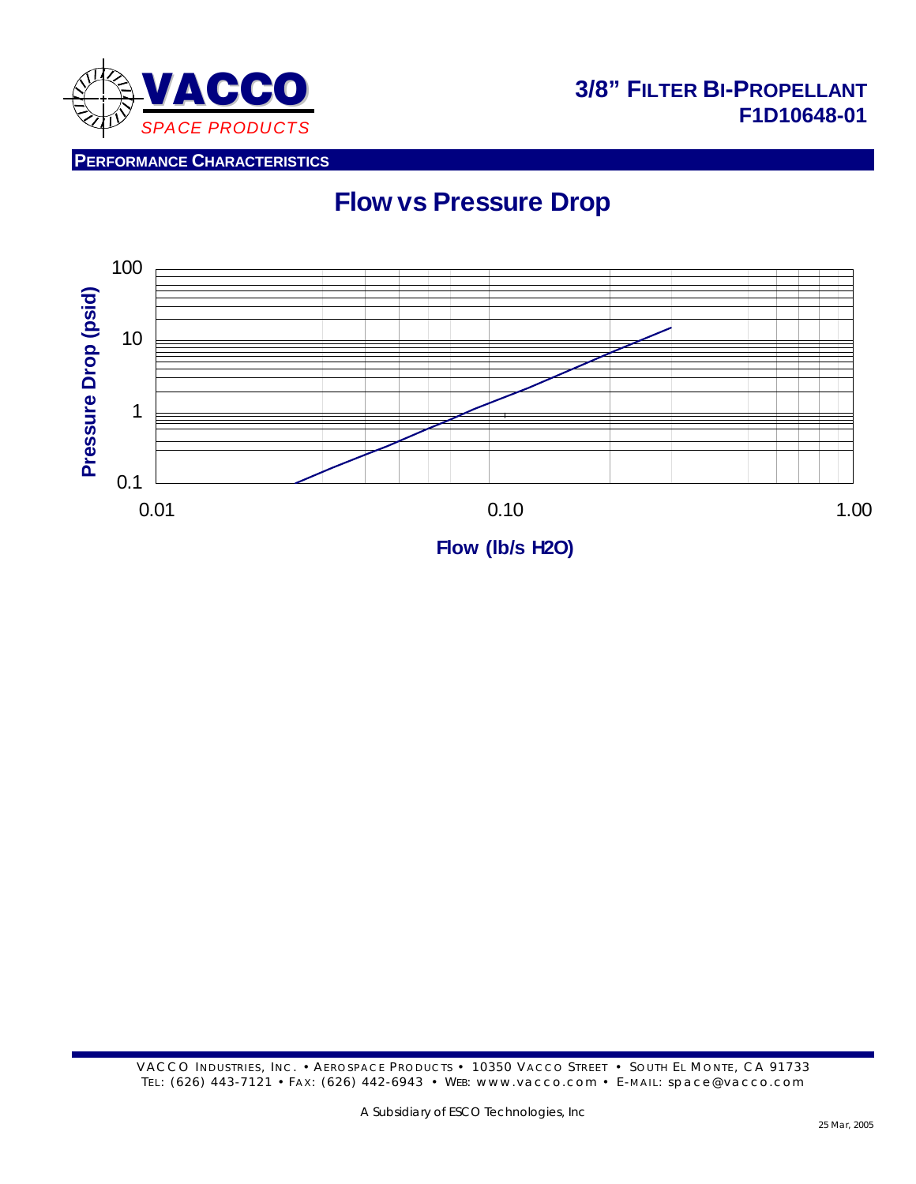# 3/8" FILTER BI-PROPELLANT
## F1D10648-01

**PERFORMANCE CHARACTERISTICS**

## Flow vs Pressure Drop

Pressure Drop (psid)

100

10

1

0.1

0.01 0.10 1.00

Flow (lb/s H2O)

VACCO INDUSTRIES, INC. • AEROSPACE PRODUCTS • 10350 VACCO STREET • SOUTH EL MONTE, CA 91733
TEL: (626) 443-7121 • FAX: (626) 442-6943 • WEB: www.vacco.com • E-MAIL: space@vacco.com

A Subsidiary of ESCO Technologies, Inc

25 Mar, 2005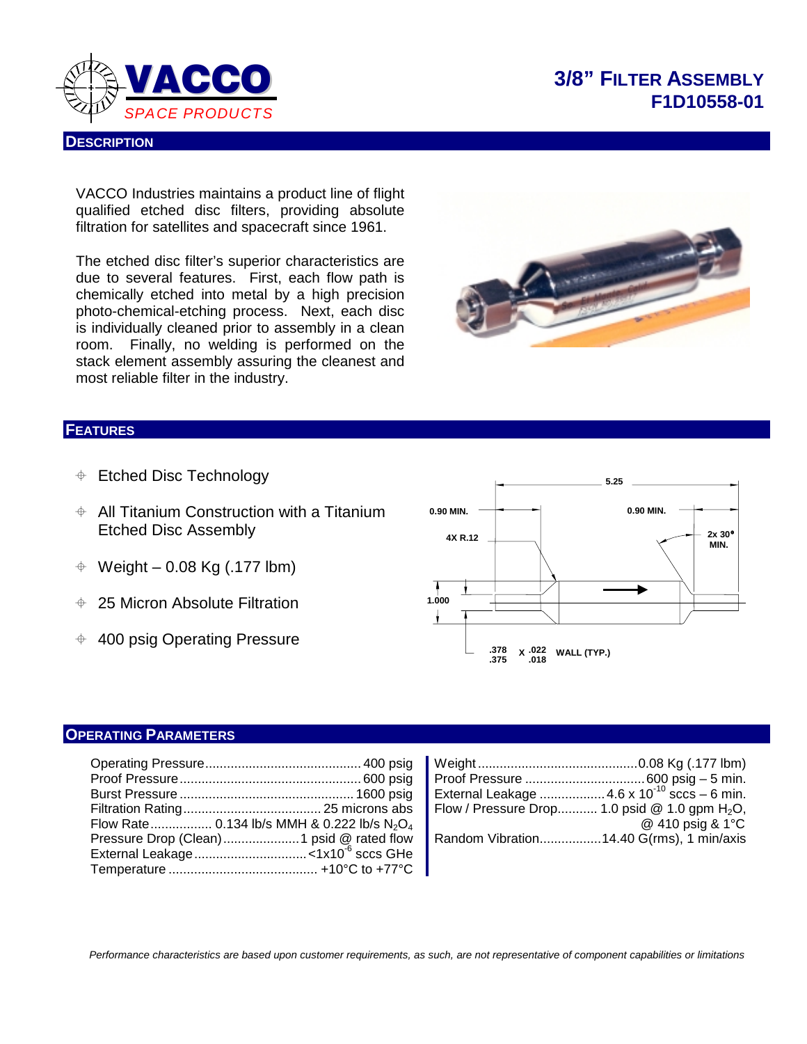# 3/8" FILTER ASSEMBLY F1D10558-01

VACCO SPACE PRODUCTS

## DESCRIPTION

VACCO Industries maintains a product line of flight qualified etched disc filters, providing absolute filtration for satellites and spacecraft since 1961.

The etched disc filter's superior characteristics are due to several features. First, each flow path is chemically etched into metal by a high precision photo-chemical-etching process. Next, each disc is individually cleaned prior to assembly in a clean room. Finally, no welding is performed on the stack element assembly assuring the cleanest and most reliable filter in the industry.

## FEATURES

- Etched Disc Technology
- All Titanium Construction with a Titanium Etched Disc Assembly
- Weight – 0.08 Kg (.177 lbm)
- 25 Micron Absolute Filtration
- 400 psig Operating Pressure

5.25 · 0.90 MIN. · 0.90 MIN. · 4X R.12 · 2x 30° MIN. · 1.000 · .378/.375 X .022/.018 WALL (TYP.)

## OPERATING PARAMETERS

| Parameter | Value |
|---|---|
| Operating Pressure | 400 psig |
| Proof Pressure | 600 psig |
| Burst Pressure | 1600 psig |
| Filtration Rating | 25 microns abs |
| Flow Rate | 0.134 lb/s MMH & 0.222 lb/s $N_2O_4$ |
| Pressure Drop (Clean) | 1 psid @ rated flow |
| External Leakage | <$1x10^{-6}$ sccs GHe |
| Temperature | +10°C to +77°C |

| Parameter | Value |
|---|---|
| Weight | 0.08 Kg (.177 lbm) |
| Proof Pressure | 600 psig – 5 min. |
| External Leakage | 4.6 x $10^{-10}$ sccs – 6 min. |
| Flow / Pressure Drop | 1.0 psid @ 1.0 gpm $H_2O$, @ 410 psig & 1°C |
| Random Vibration | 14.40 G(rms), 1 min/axis |

*Performance characteristics are based upon customer requirements, as such, are not representative of component capabilities or limitations*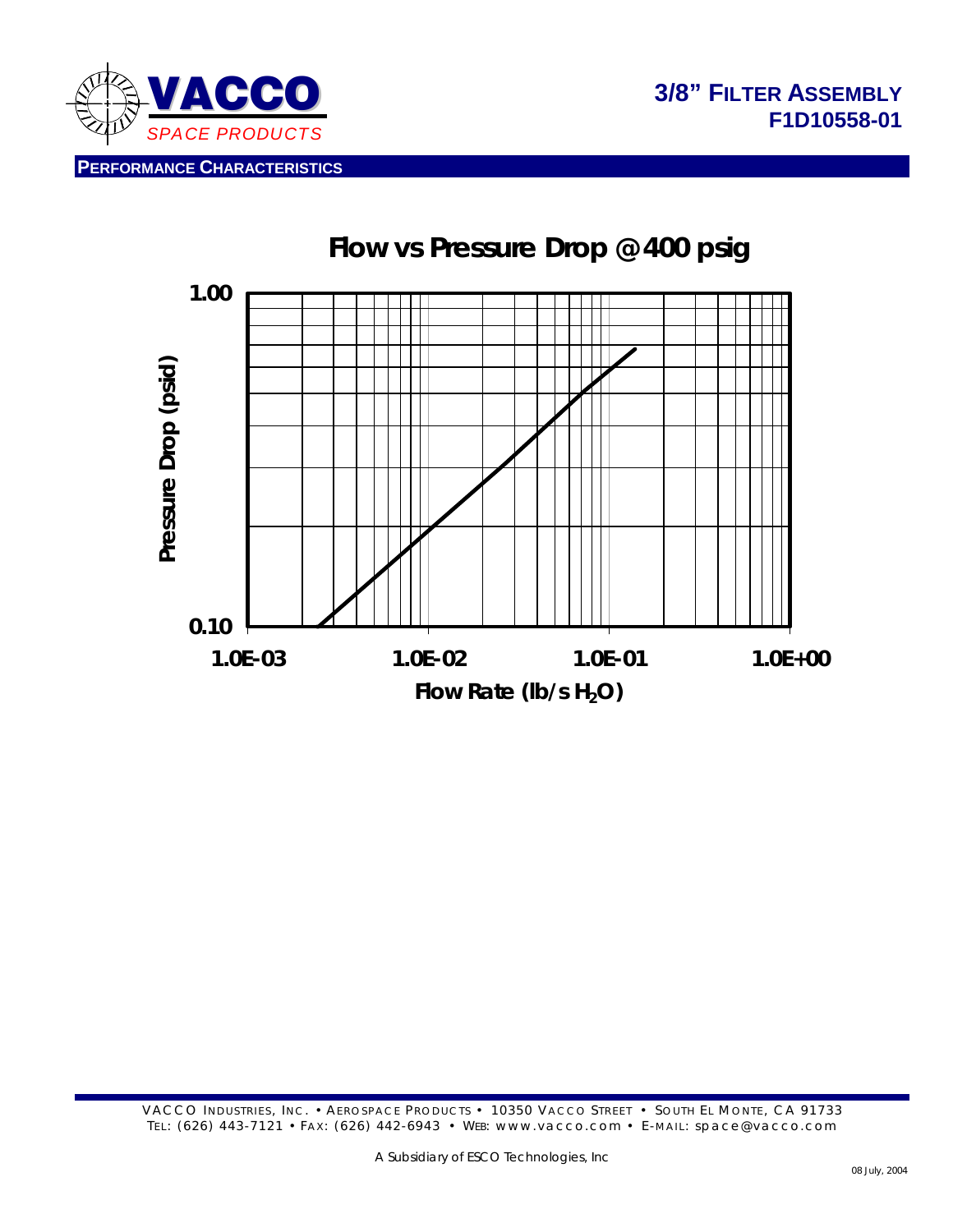# 3/8" FILTER ASSEMBLY
## F1D10558-01

**PERFORMANCE CHARACTERISTICS**

**Flow vs Pressure Drop @ 400 psig**

Pressure Drop (psid)

1.00

0.10

1.0E-03 1.0E-02 1.0E-01 1.0E+00

Flow Rate (lb/s $H_2O$)

VACCO INDUSTRIES, INC. • AEROSPACE PRODUCTS • 10350 VACCO STREET • SOUTH EL MONTE, CA 91733
TEL: (626) 443-7121 • FAX: (626) 442-6943 • WEB: www.vacco.com • E-MAIL: space@vacco.com

A Subsidiary of ESCO Technologies, Inc

08 July, 2004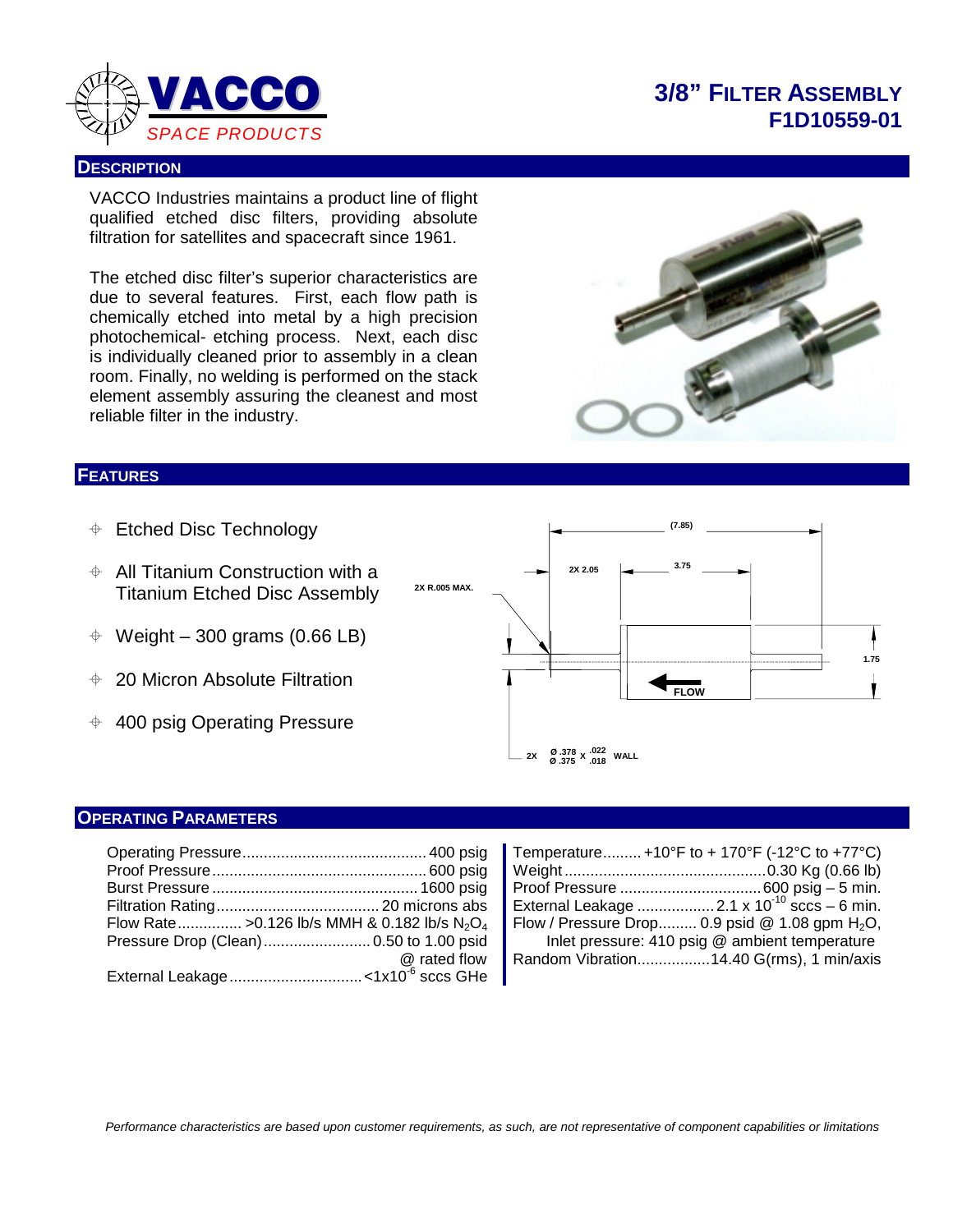# 3/8" Filter Assembly
# F1D10559-01

VACCO SPACE PRODUCTS

## Description

VACCO Industries maintains a product line of flight qualified etched disc filters, providing absolute filtration for satellites and spacecraft since 1961.

The etched disc filter's superior characteristics are due to several features. First, each flow path is chemically etched into metal by a high precision photochemical- etching process. Next, each disc is individually cleaned prior to assembly in a clean room. Finally, no welding is performed on the stack element assembly assuring the cleanest and most reliable filter in the industry.

## Features

- Etched Disc Technology
- All Titanium Construction with a Titanium Etched Disc Assembly
- Weight – 300 grams (0.66 LB)
- 20 Micron Absolute Filtration
- 400 psig Operating Pressure

(7.85)
2X 2.05
3.75
2X R.005 MAX.
1.75
FLOW
2X Ø .378 / Ø .375 X .022 / .018 WALL

## Operating Parameters

| Parameter | Value |
|---|---|
| Operating Pressure | 400 psig |
| Proof Pressure | 600 psig |
| Burst Pressure | 1600 psig |
| Filtration Rating | 20 microns abs |
| Flow Rate | >0.126 lb/s MMH & 0.182 lb/s $N_2O_4$ |
| Pressure Drop (Clean) | 0.50 to 1.00 psid @ rated flow |
| External Leakage | <1x10$^{-6}$ sccs GHe |

| Parameter | Value |
|---|---|
| Temperature | +10°F to + 170°F (-12°C to +77°C) |
| Weight | 0.30 Kg (0.66 lb) |
| Proof Pressure | 600 psig – 5 min. |
| External Leakage | 2.1 x 10$^{-10}$ sccs – 6 min. |
| Flow / Pressure Drop | 0.9 psid @ 1.08 gpm $H_2O$, Inlet pressure: 410 psig @ ambient temperature |
| Random Vibration | 14.40 G(rms), 1 min/axis |

*Performance characteristics are based upon customer requirements, as such, are not representative of component capabilities or limitations*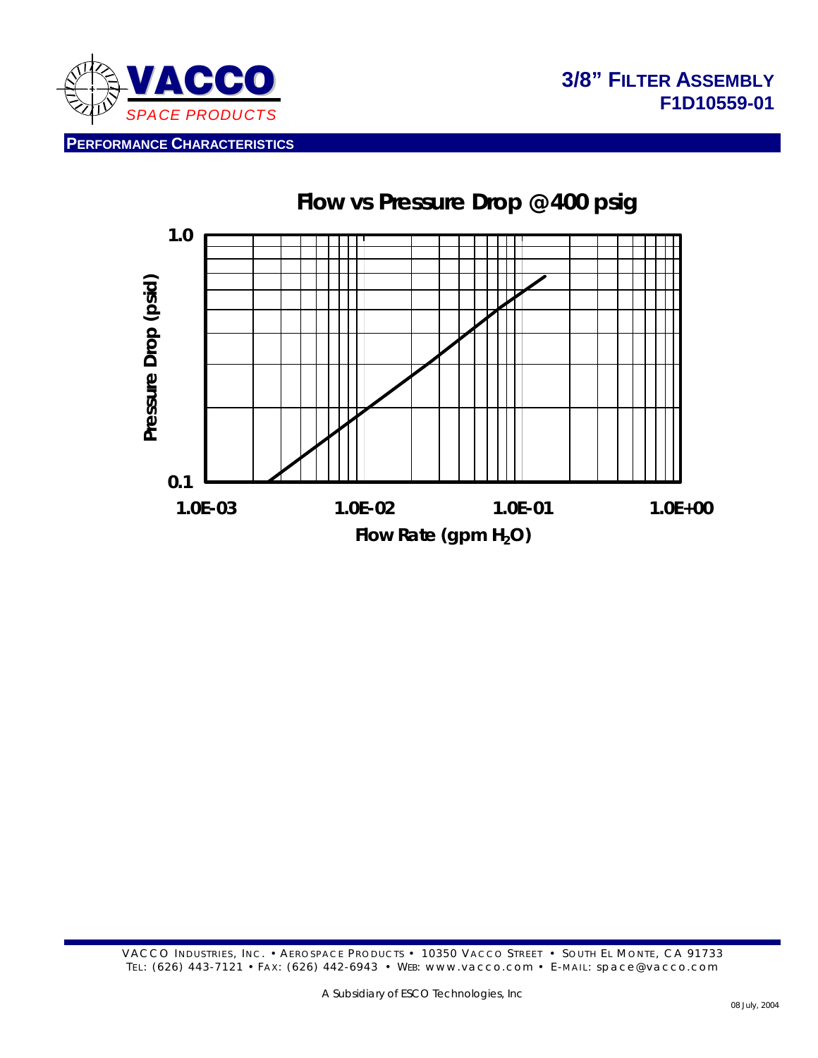# VACCO

*SPACE PRODUCTS*

## 3/8" FILTER ASSEMBLY
## F1D10559-01

## PERFORMANCE CHARACTERISTICS

**Flow vs Pressure Drop @ 400 psig**

1.0

0.1

Pressure Drop (psid)

1.0E-03

1.0E-02

1.0E-01

1.0E+00

Flow Rate (gpm $H_2O$)

VACCO INDUSTRIES, INC. • AEROSPACE PRODUCTS • 10350 VACCO STREET • SOUTH EL MONTE, CA 91733
TEL: (626) 443-7121 • FAX: (626) 442-6943 • WEB: www.vacco.com • E-MAIL: space@vacco.com

*A Subsidiary of ESCO Technologies, Inc*

08 July, 2004